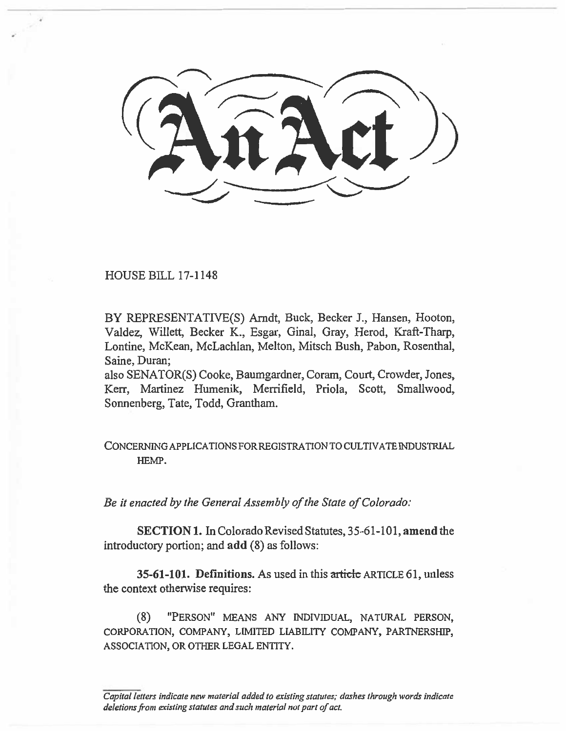# An Act

HOUSE BILL 17-1148

BY REPRESENTATIVE(S) Arndt, Buck, Becker J., Hansen, Hooton, Valdez, Willett, Becker K., Esgar, Ginal, Gray, Herod, Kraft-Tharp, Lontine, McKean, McLachlan, Melton, Mitsch Bush, Pabon, Rosenthal, Saine, Duran;
also SENATOR(S) Cooke, Baumgardner, Coram, Court, Crowder, Jones, Kerr, Martinez Humenik, Merrifield, Priola, Scott, Smallwood, Sonnenberg, Tate, Todd, Grantham.

CONCERNING APPLICATIONS FOR REGISTRATION TO CULTIVATE INDUSTRIAL HEMP.

*Be it enacted by the General Assembly of the State of Colorado:*

**SECTION 1.** In Colorado Revised Statutes, 35-61-101, **amend** the introductory portion; and **add** (8) as follows:

**35-61-101. Definitions.** As used in this ~~article~~ ARTICLE 61, unless the context otherwise requires:

(8) "PERSON" MEANS ANY INDIVIDUAL, NATURAL PERSON, CORPORATION, COMPANY, LIMITED LIABILITY COMPANY, PARTNERSHIP, ASSOCIATION, OR OTHER LEGAL ENTITY.

---

*Capital letters indicate new material added to existing statutes; dashes through words indicate deletions from existing statutes and such material not part of act.*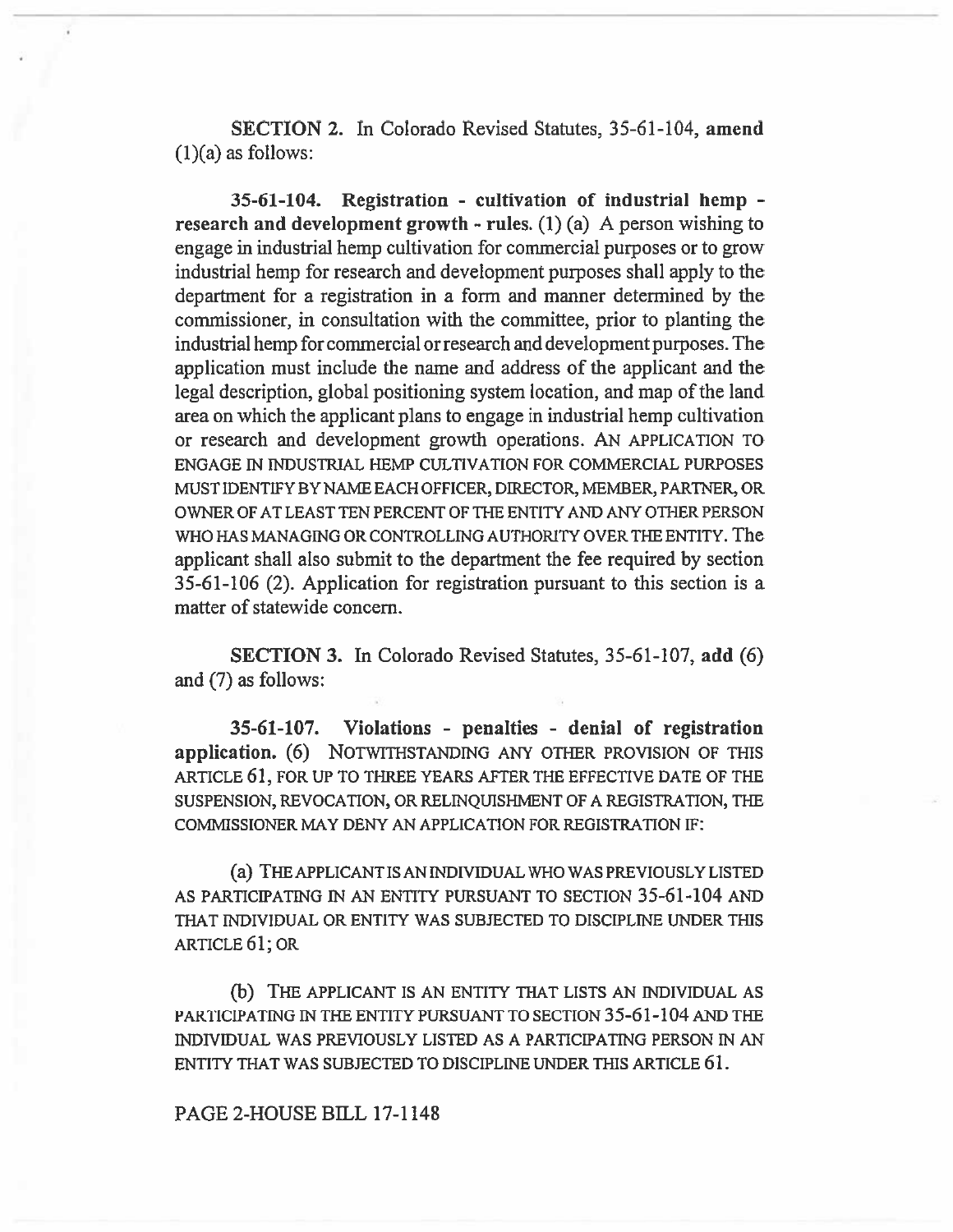SECTION 2. In Colorado Revised Statutes, 35-61-104, **amend** (1)(a) as follows:

**35-61-104. Registration - cultivation of industrial hemp - research and development growth - rules.** (1) (a) A person wishing to engage in industrial hemp cultivation for commercial purposes or to grow industrial hemp for research and development purposes shall apply to the department for a registration in a form and manner determined by the commissioner, in consultation with the committee, prior to planting the industrial hemp for commercial or research and development purposes. The application must include the name and address of the applicant and the legal description, global positioning system location, and map of the land area on which the applicant plans to engage in industrial hemp cultivation or research and development growth operations. AN APPLICATION TO ENGAGE IN INDUSTRIAL HEMP CULTIVATION FOR COMMERCIAL PURPOSES MUST IDENTIFY BY NAME EACH OFFICER, DIRECTOR, MEMBER, PARTNER, OR OWNER OF AT LEAST TEN PERCENT OF THE ENTITY AND ANY OTHER PERSON WHO HAS MANAGING OR CONTROLLING AUTHORITY OVER THE ENTITY. The applicant shall also submit to the department the fee required by section 35-61-106 (2). Application for registration pursuant to this section is a matter of statewide concern.

SECTION 3. In Colorado Revised Statutes, 35-61-107, **add** (6) and (7) as follows:

**35-61-107. Violations - penalties - denial of registration application.** (6) NOTWITHSTANDING ANY OTHER PROVISION OF THIS ARTICLE 61, FOR UP TO THREE YEARS AFTER THE EFFECTIVE DATE OF THE SUSPENSION, REVOCATION, OR RELINQUISHMENT OF A REGISTRATION, THE COMMISSIONER MAY DENY AN APPLICATION FOR REGISTRATION IF:

(a) THE APPLICANT IS AN INDIVIDUAL WHO WAS PREVIOUSLY LISTED AS PARTICIPATING IN AN ENTITY PURSUANT TO SECTION 35-61-104 AND THAT INDIVIDUAL OR ENTITY WAS SUBJECTED TO DISCIPLINE UNDER THIS ARTICLE 61; OR

(b) THE APPLICANT IS AN ENTITY THAT LISTS AN INDIVIDUAL AS PARTICIPATING IN THE ENTITY PURSUANT TO SECTION 35-61-104 AND THE INDIVIDUAL WAS PREVIOUSLY LISTED AS A PARTICIPATING PERSON IN AN ENTITY THAT WAS SUBJECTED TO DISCIPLINE UNDER THIS ARTICLE 61.

PAGE 2-HOUSE BILL 17-1148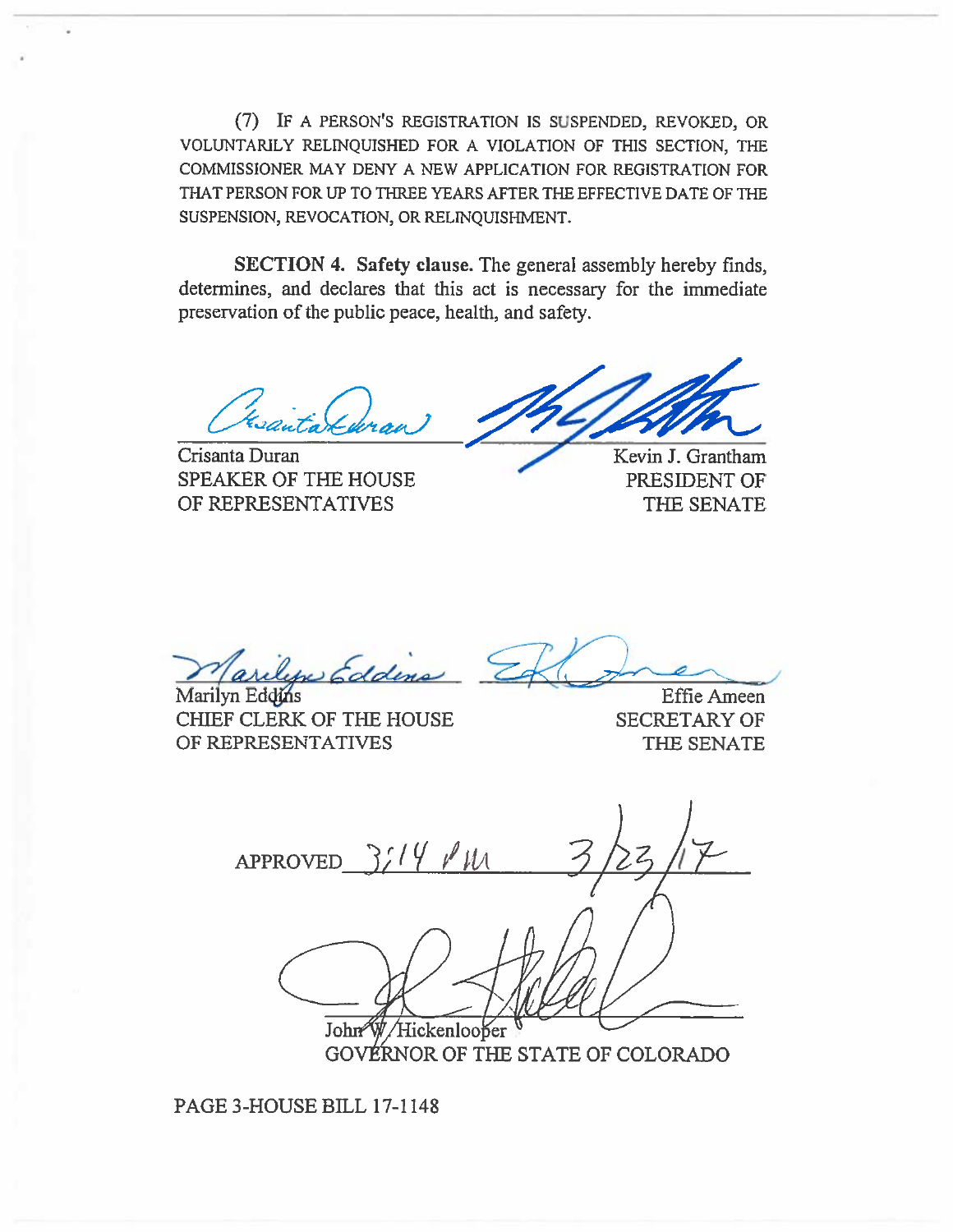(7) IF A PERSON'S REGISTRATION IS SUSPENDED, REVOKED, OR VOLUNTARILY RELINQUISHED FOR A VIOLATION OF THIS SECTION, THE COMMISSIONER MAY DENY A NEW APPLICATION FOR REGISTRATION FOR THAT PERSON FOR UP TO THREE YEARS AFTER THE EFFECTIVE DATE OF THE SUSPENSION, REVOCATION, OR RELINQUISHMENT.

**SECTION 4. Safety clause.** The general assembly hereby finds, determines, and declares that this act is necessary for the immediate preservation of the public peace, health, and safety.

Crisanta Duran
SPEAKER OF THE HOUSE
OF REPRESENTATIVES

Kevin J. Grantham
PRESIDENT OF
THE SENATE

Marilyn Eddins
CHIEF CLERK OF THE HOUSE
OF REPRESENTATIVES

Effie Ameen
SECRETARY OF
THE SENATE

APPROVED 3:14 PM 3/23/17

John W. Hickenlooper
GOVERNOR OF THE STATE OF COLORADO

PAGE 3-HOUSE BILL 17-1148